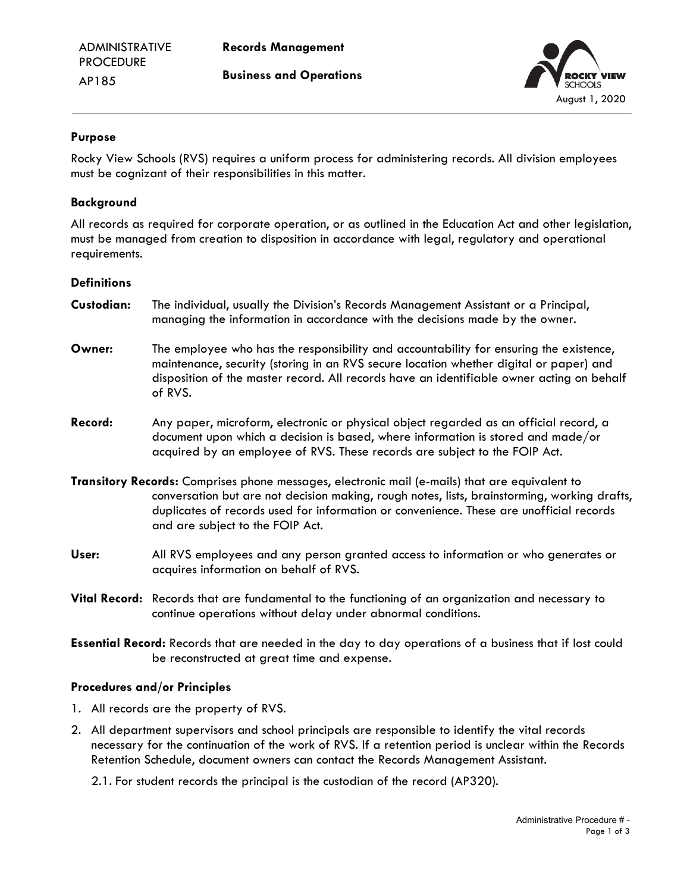ADMINISTRATIVE PROCEDURE

AP185

**Records Management**

**Business and Operations**

August 1, 2020

### Purpose

Rocky View Schools (RVS) requires a uniform process for administering records. All division employees must be cognizant of their responsibilities in this matter.

### Background

All records as required for corporate operation, or as outlined in the Education Act and other legislation, must be managed from creation to disposition in accordance with legal, regulatory and operational requirements.

### Definitions

**Custodian:** The individual, usually the Division's Records Management Assistant or a Principal, managing the information in accordance with the decisions made by the owner.

**Owner:** The employee who has the responsibility and accountability for ensuring the existence, maintenance, security (storing in an RVS secure location whether digital or paper) and disposition of the master record. All records have an identifiable owner acting on behalf of RVS.

**Record:** Any paper, microform, electronic or physical object regarded as an official record, a document upon which a decision is based, where information is stored and made/or acquired by an employee of RVS. These records are subject to the FOIP Act.

**Transitory Records:** Comprises phone messages, electronic mail (e-mails) that are equivalent to conversation but are not decision making, rough notes, lists, brainstorming, working drafts, duplicates of records used for information or convenience. These are unofficial records and are subject to the FOIP Act.

**User:** All RVS employees and any person granted access to information or who generates or acquires information on behalf of RVS.

**Vital Record:** Records that are fundamental to the functioning of an organization and necessary to continue operations without delay under abnormal conditions.

**Essential Record:** Records that are needed in the day to day operations of a business that if lost could be reconstructed at great time and expense.

### Procedures and/or Principles

1. All records are the property of RVS.
2. All department supervisors and school principals are responsible to identify the vital records necessary for the continuation of the work of RVS. If a retention period is unclear within the Records Retention Schedule, document owners can contact the Records Management Assistant.

   2.1. For student records the principal is the custodian of the record (AP320).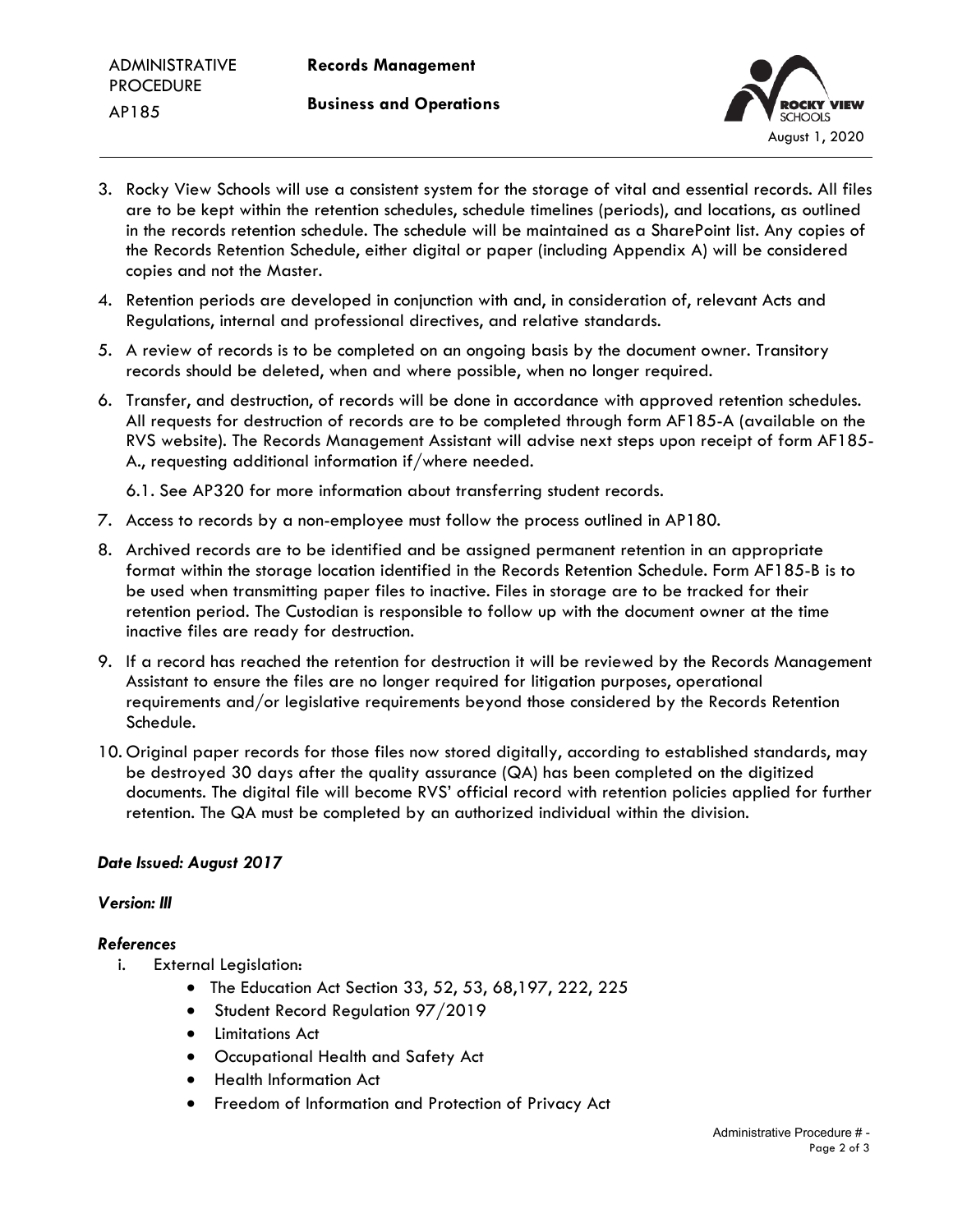3. Rocky View Schools will use a consistent system for the storage of vital and essential records. All files are to be kept within the retention schedules, schedule timelines (periods), and locations, as outlined in the records retention schedule. The schedule will be maintained as a SharePoint list. Any copies of the Records Retention Schedule, either digital or paper (including Appendix A) will be considered copies and not the Master.

4. Retention periods are developed in conjunction with and, in consideration of, relevant Acts and Regulations, internal and professional directives, and relative standards.

5. A review of records is to be completed on an ongoing basis by the document owner. Transitory records should be deleted, when and where possible, when no longer required.

6. Transfer, and destruction, of records will be done in accordance with approved retention schedules. All requests for destruction of records are to be completed through form AF185-A (available on the RVS website). The Records Management Assistant will advise next steps upon receipt of form AF185-A., requesting additional information if/where needed.

   6.1. See AP320 for more information about transferring student records.

7. Access to records by a non-employee must follow the process outlined in AP180.

8. Archived records are to be identified and be assigned permanent retention in an appropriate format within the storage location identified in the Records Retention Schedule. Form AF185-B is to be used when transmitting paper files to inactive. Files in storage are to be tracked for their retention period. The Custodian is responsible to follow up with the document owner at the time inactive files are ready for destruction.

9. If a record has reached the retention for destruction it will be reviewed by the Records Management Assistant to ensure the files are no longer required for litigation purposes, operational requirements and/or legislative requirements beyond those considered by the Records Retention Schedule.

10. Original paper records for those files now stored digitally, according to established standards, may be destroyed 30 days after the quality assurance (QA) has been completed on the digitized documents. The digital file will become RVS' official record with retention policies applied for further retention. The QA must be completed by an authorized individual within the division.

***Date Issued: August 2017***

***Version: III***

***References***

i. External Legislation:
   - The Education Act Section 33, 52, 53, 68,197, 222, 225
   - Student Record Regulation 97/2019
   - Limitations Act
   - Occupational Health and Safety Act
   - Health Information Act
   - Freedom of Information and Protection of Privacy Act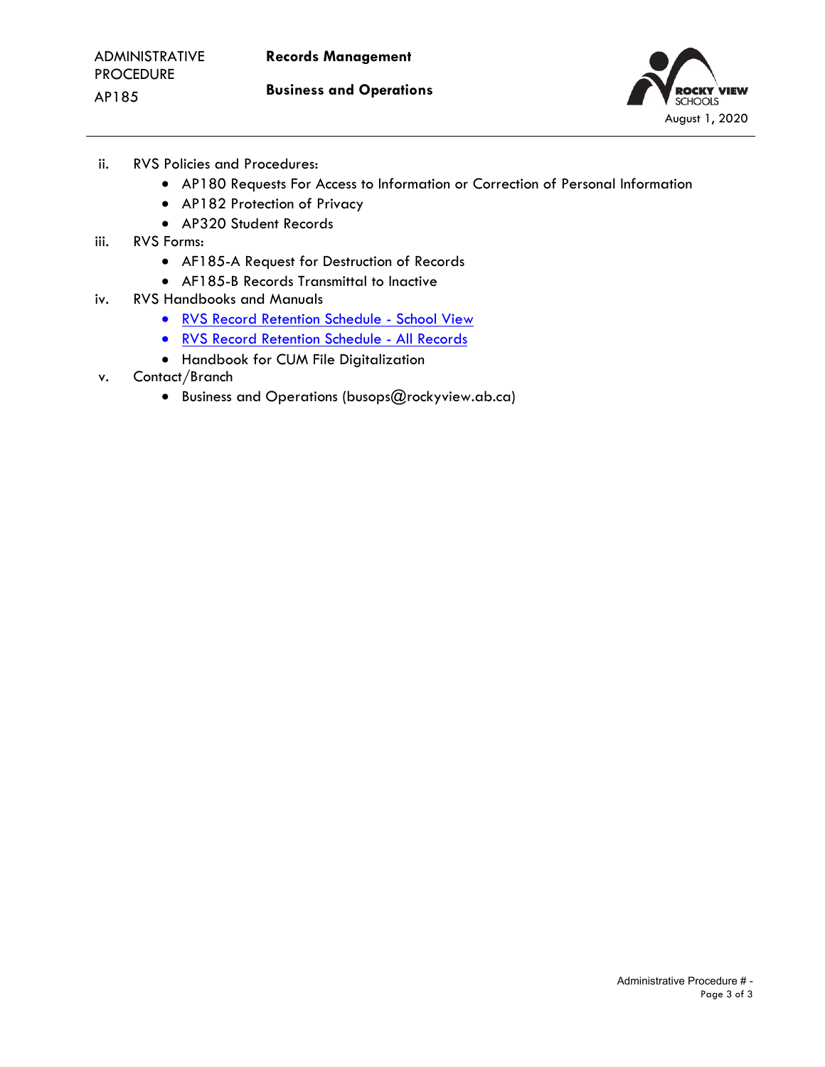ii. RVS Policies and Procedures:
   - AP180 Requests For Access to Information or Correction of Personal Information
   - AP182 Protection of Privacy
   - AP320 Student Records

iii. RVS Forms:
   - AF185-A Request for Destruction of Records
   - AF185-B Records Transmittal to Inactive

iv. RVS Handbooks and Manuals
   - RVS Record Retention Schedule - School View
   - RVS Record Retention Schedule - All Records
   - Handbook for CUM File Digitalization

v. Contact/Branch
   - Business and Operations (busops@rockyview.ab.ca)